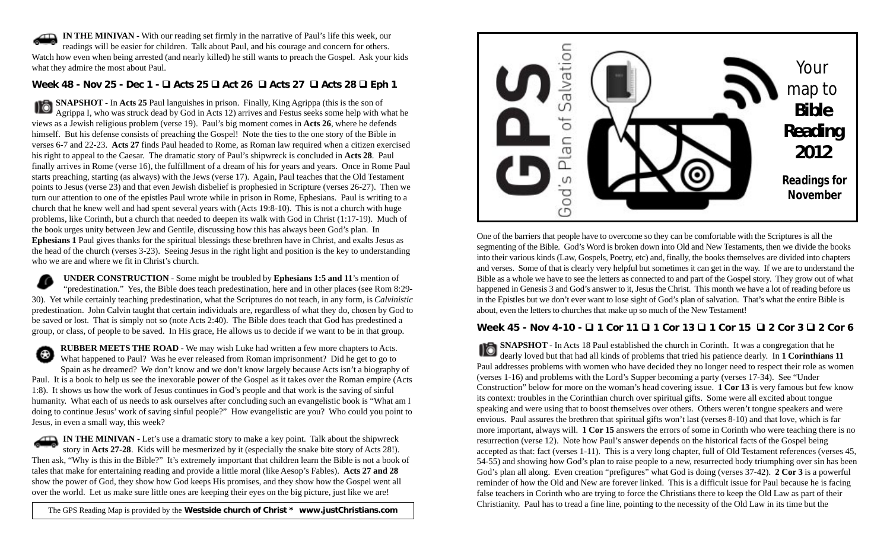**IN THE MINIVAN** - With our reading set firmly in the narrative of Paul's life this week, our readings will be easier for children. Talk about Paul, and his courage and concern for others. Watch how even when being arrested (and nearly killed) he still wants to preach the Gospel. Ask your kids what they admire the most about Paul.

### Week 48 - Nov 25 - Dec 1 - ❑ Acts 25 ❑ Act 26 ❑ Acts 27 ❑ Acts 28 ❑ Eph 1

**SNAPSHOT** - In **Acts 25** Paul languishes in prison. Finally, King Agrippa (this is the son of Agrippa I, who was struck dead by God in Acts 12) arrives and Festus seeks some help with what he views as a Jewish religious problem (verse 19). Paul's big moment comes in **Acts 26**, where he defends himself. But his defense consists of preaching the Gospel! Note the ties to the one story of the Bible in verses 6-7 and 22-23. **Acts 27** finds Paul headed to Rome, as Roman law required when a citizen exercised his right to appeal to the Caesar. The dramatic story of Paul's shipwreck is concluded in **Acts 28**. Paul finally arrives in Rome (verse 16), the fulfillment of a dream of his for years and years. Once in Rome Paul starts preaching, starting (as always) with the Jews (verse 17). Again, Paul teaches that the Old Testament points to Jesus (verse 23) and that even Jewish disbelief is prophesied in Scripture (verses 26-27). Then we turn our attention to one of the epistles Paul wrote while in prison in Rome, Ephesians. Paul is writing to a church that he knew well and had spent several years with (Acts 19:8-10). This is not a church with huge problems, like Corinth, but a church that needed to deepen its walk with God in Christ (1:17-19). Much of the book urges unity between Jew and Gentile, discussing how this has always been God's plan. In **Ephesians 1** Paul gives thanks for the spiritual blessings these brethren have in Christ, and exalts Jesus as the head of the church (verses 3-23). Seeing Jesus in the right light and position is the key to understanding who we are and where we fit in Christ's church.

**UNDER CONSTRUCTION** - Some might be troubled by **Ephesians 1:5 and 11**'s mention of "predestination." Yes, the Bible does teach predestination, here and in other places (see Rom 8:29-30). Yet while certainly teaching predestination, what the Scriptures do not teach, in any form, is *Calvinistic* predestination. John Calvin taught that certain individuals are, regardless of what they do, chosen by God to be saved or lost. That is simply not so (note Acts 2:40). The Bible does teach that God has predestined a group, or class, of people to be saved. In His grace, He allows us to decide if we want to be in that group.

**RUBBER MEETS THE ROAD** - We may wish Luke had written a few more chapters to Acts. What happened to Paul? Was he ever released from Roman imprisonment? Did he get to go to Spain as he dreamed? We don't know and we don't know largely because Acts isn't a biography of Paul. It is a book to help us see the inexorable power of the Gospel as it takes over the Roman empire (Acts 1:8). It shows us how the work of Jesus continues in God's people and that work is the saving of sinful humanity. What each of us needs to ask ourselves after concluding such an evangelistic book is "What am I doing to continue Jesus' work of saving sinful people?" How evangelistic are you? Who could you point to Jesus, in even a small way, this week?

**IN THE MINIVAN** - Let's use a dramatic story to make a key point. Talk about the shipwreck story in **Acts 27-28**. Kids will be mesmerized by it (especially the snake bite story of Acts 28!). Then ask, "Why is this in the Bible?" It's extremely important that children learn the Bible is not a book of tales that make for entertaining reading and provide a little moral (like Aesop's Fables). **Acts 27 and 28** show the power of God, they show how God keeps His promises, and they show how the Gospel went all over the world. Let us make sure little ones are keeping their eyes on the big picture, just like we are!

The GPS Reading Map is provided by the **Westside church of Christ * www.justChristians.com**

# GPS — God's Plan of Salvation

## Your map to Bible Reading 2012

### Readings for November

One of the barriers that people have to overcome so they can be comfortable with the Scriptures is all the segmenting of the Bible. God's Word is broken down into Old and New Testaments, then we divide the books into their various kinds (Law, Gospels, Poetry, etc) and, finally, the books themselves are divided into chapters and verses. Some of that is clearly very helpful but sometimes it can get in the way. If we are to understand the Bible as a whole we have to see the letters as connected to and part of the Gospel story. They grow out of what happened in Genesis 3 and God's answer to it, Jesus the Christ. This month we have a lot of reading before us in the Epistles but we don't ever want to lose sight of God's plan of salvation. That's what the entire Bible is about, even the letters to churches that make up so much of the New Testament!

### Week 45 - Nov 4-10 - ❑ 1 Cor 11 ❑ 1 Cor 13 ❑ 1 Cor 15 ❑ 2 Cor 3 ❑ 2 Cor 6

**SNAPSHOT** - In Acts 18 Paul established the church in Corinth. It was a congregation that he dearly loved but that had all kinds of problems that tried his patience dearly. In **1 Corinthians 11** Paul addresses problems with women who have decided they no longer need to respect their role as women (verses 1-16) and problems with the Lord's Supper becoming a party (verses 17-34). See "Under Construction" below for more on the woman's head covering issue. **1 Cor 13** is very famous but few know its context: troubles in the Corinthian church over spiritual gifts. Some were all excited about tongue speaking and were using that to boost themselves over others. Others weren't tongue speakers and were envious. Paul assures the brethren that spiritual gifts won't last (verses 8-10) and that love, which is far more important, always will. **1 Cor 15** answers the errors of some in Corinth who were teaching there is no resurrection (verse 12). Note how Paul's answer depends on the historical facts of the Gospel being accepted as that: fact (verses 1-11). This is a very long chapter, full of Old Testament references (verses 45, 54-55) and showing how God's plan to raise people to a new, resurrected body triumphing over sin has been God's plan all along. Even creation "prefigures" what God is doing (verses 37-42). **2 Cor 3** is a powerful reminder of how the Old and New are forever linked. This is a difficult issue for Paul because he is facing false teachers in Corinth who are trying to force the Christians there to keep the Old Law as part of their Christianity. Paul has to tread a fine line, pointing to the necessity of the Old Law in its time but the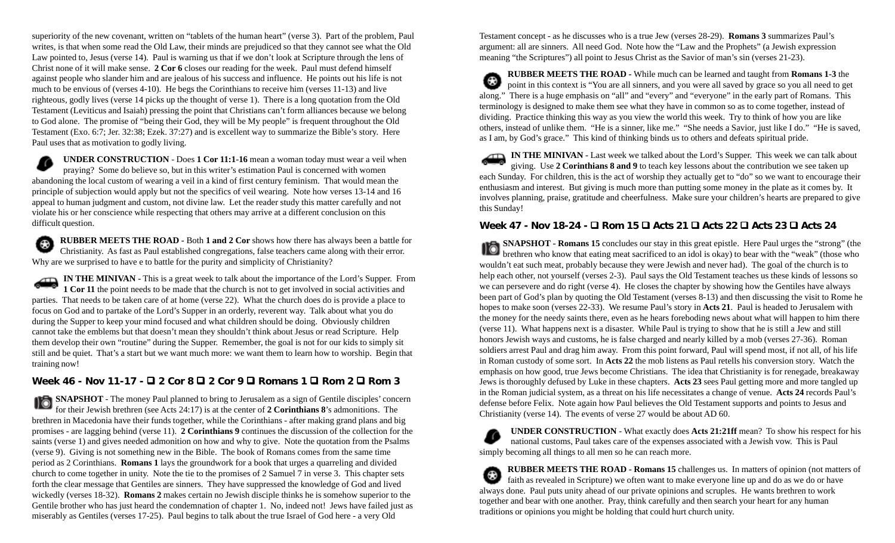superiority of the new covenant, written on "tablets of the human heart" (verse 3). Part of the problem, Paul writes, is that when some read the Old Law, their minds are prejudiced so that they cannot see what the Old Law pointed to, Jesus (verse 14). Paul is warning us that if we don't look at Scripture through the lens of Christ none of it will make sense. **2 Cor 6** closes our reading for the week. Paul must defend himself against people who slander him and are jealous of his success and influence. He points out his life is not much to be envious of (verses 4-10). He begs the Corinthians to receive him (verses 11-13) and live righteous, godly lives (verse 14 picks up the thought of verse 1). There is a long quotation from the Old Testament (Leviticus and Isaiah) pressing the point that Christians can't form alliances because we belong to God alone. The promise of "being their God, they will be My people" is frequent throughout the Old Testament (Exo. 6:7; Jer. 32:38; Ezek. 37:27) and is excellent way to summarize the Bible's story. Here Paul uses that as motivation to godly living.

**UNDER CONSTRUCTION** - Does **1 Cor 11:1-16** mean a woman today must wear a veil when praying? Some do believe so, but in this writer's estimation Paul is concerned with women abandoning the local custom of wearing a veil in a kind of first century feminism. That would mean the principle of subjection would apply but not the specifics of veil wearing. Note how verses 13-14 and 16 appeal to human judgment and custom, not divine law. Let the reader study this matter carefully and not violate his or her conscience while respecting that others may arrive at a different conclusion on this difficult question.

**RUBBER MEETS THE ROAD** - Both **1 and 2 Cor** shows how there has always been a battle for Christianity. As fast as Paul established congregations, false teachers came along with their error. Why are we surprised to have e to battle for the purity and simplicity of Christianity?

**IN THE MINIVAN** - This is a great week to talk about the importance of the Lord's Supper. From **1 Cor 11** the point needs to be made that the church is not to get involved in social activities and parties. That needs to be taken care of at home (verse 22). What the church does do is provide a place to focus on God and to partake of the Lord's Supper in an orderly, reverent way. Talk about what you do during the Supper to keep your mind focused and what children should be doing. Obviously children cannot take the emblems but that doesn't mean they shouldn't think about Jesus or read Scripture. Help them develop their own "routine" during the Supper. Remember, the goal is not for our kids to simply sit still and be quiet. That's a start but we want much more: we want them to learn how to worship. Begin that training now!

## Week 46 - Nov 11-17 - ❑ 2 Cor 8 ❑ 2 Cor 9 ❑ Romans 1 ❑ Rom 2 ❑ Rom 3

**SNAPSHOT** - The money Paul planned to bring to Jerusalem as a sign of Gentile disciples' concern for their Jewish brethren (see Acts 24:17) is at the center of **2 Corinthians 8**'s admonitions. The brethren in Macedonia have their funds together, while the Corinthians - after making grand plans and big promises - are lagging behind (verse 11). **2 Corinthians 9** continues the discussion of the collection for the saints (verse 1) and gives needed admonition on how and why to give. Note the quotation from the Psalms (verse 9). Giving is not something new in the Bible. The book of Romans comes from the same time period as 2 Corinthians. **Romans 1** lays the groundwork for a book that urges a quarreling and divided church to come together in unity. Note the tie to the promises of 2 Samuel 7 in verse 3. This chapter sets forth the clear message that Gentiles are sinners. They have suppressed the knowledge of God and lived wickedly (verses 18-32). **Romans 2** makes certain no Jewish disciple thinks he is somehow superior to the Gentile brother who has just heard the condemnation of chapter 1. No, indeed not! Jews have failed just as miserably as Gentiles (verses 17-25). Paul begins to talk about the true Israel of God here - a very Old Testament concept - as he discusses who is a true Jew (verses 28-29). **Romans 3** summarizes Paul's argument: all are sinners. All need God. Note how the "Law and the Prophets" (a Jewish expression meaning "the Scriptures") all point to Jesus Christ as the Savior of man's sin (verses 21-23).

**RUBBER MEETS THE ROAD** - While much can be learned and taught from **Romans 1-3** the point in this context is "You are all sinners, and you were all saved by grace so you all need to get along." There is a huge emphasis on "all" and "every" and "everyone" in the early part of Romans. This terminology is designed to make them see what they have in common so as to come together, instead of dividing. Practice thinking this way as you view the world this week. Try to think of how you are like others, instead of unlike them. "He is a sinner, like me." "She needs a Savior, just like I do." "He is saved, as I am, by God's grace." This kind of thinking binds us to others and defeats spiritual pride.

**IN THE MINIVAN** - Last week we talked about the Lord's Supper. This week we can talk about giving. Use **2 Corinthians 8 and 9** to teach key lessons about the contribution we see taken up each Sunday. For children, this is the act of worship they actually get to "do" so we want to encourage their enthusiasm and interest. But giving is much more than putting some money in the plate as it comes by. It involves planning, praise, gratitude and cheerfulness. Make sure your children's hearts are prepared to give this Sunday!

## Week 47 - Nov 18-24 - ❑ Rom 15 ❑ Acts 21 ❑ Acts 22 ❑ Acts 23 ❑ Acts 24

**SNAPSHOT - Romans 15** concludes our stay in this great epistle. Here Paul urges the "strong" (the brethren who know that eating meat sacrificed to an idol is okay) to bear with the "weak" (those who wouldn't eat such meat, probably because they were Jewish and never had). The goal of the church is to help each other, not yourself (verses 2-3). Paul says the Old Testament teaches us these kinds of lessons so we can persevere and do right (verse 4). He closes the chapter by showing how the Gentiles have always been part of God's plan by quoting the Old Testament (verses 8-13) and then discussing the visit to Rome he hopes to make soon (verses 22-33). We resume Paul's story in **Acts 21**. Paul is headed to Jerusalem with the money for the needy saints there, even as he hears foreboding news about what will happen to him there (verse 11). What happens next is a disaster. While Paul is trying to show that he is still a Jew and still honors Jewish ways and customs, he is false charged and nearly killed by a mob (verses 27-36). Roman soldiers arrest Paul and drag him away. From this point forward, Paul will spend most, if not all, of his life in Roman custody of some sort. In **Acts 22** the mob listens as Paul retells his conversion story. Watch the emphasis on how good, true Jews become Christians. The idea that Christianity is for renegade, breakaway Jews is thoroughly defused by Luke in these chapters. **Acts 23** sees Paul getting more and more tangled up in the Roman judicial system, as a threat on his life necessitates a change of venue. **Acts 24** records Paul's defense before Felix. Note again how Paul believes the Old Testament supports and points to Jesus and Christianity (verse 14). The events of verse 27 would be about AD 60.

**UNDER CONSTRUCTION** - What exactly does **Acts 21:21ff** mean? To show his respect for his national customs, Paul takes care of the expenses associated with a Jewish vow. This is Paul simply becoming all things to all men so he can reach more.

**RUBBER MEETS THE ROAD - Romans 15** challenges us. In matters of opinion (not matters of faith as revealed in Scripture) we often want to make everyone line up and do as we do or have always done. Paul puts unity ahead of our private opinions and scruples. He wants brethren to work together and bear with one another. Pray, think carefully and then search your heart for any human traditions or opinions you might be holding that could hurt church unity.